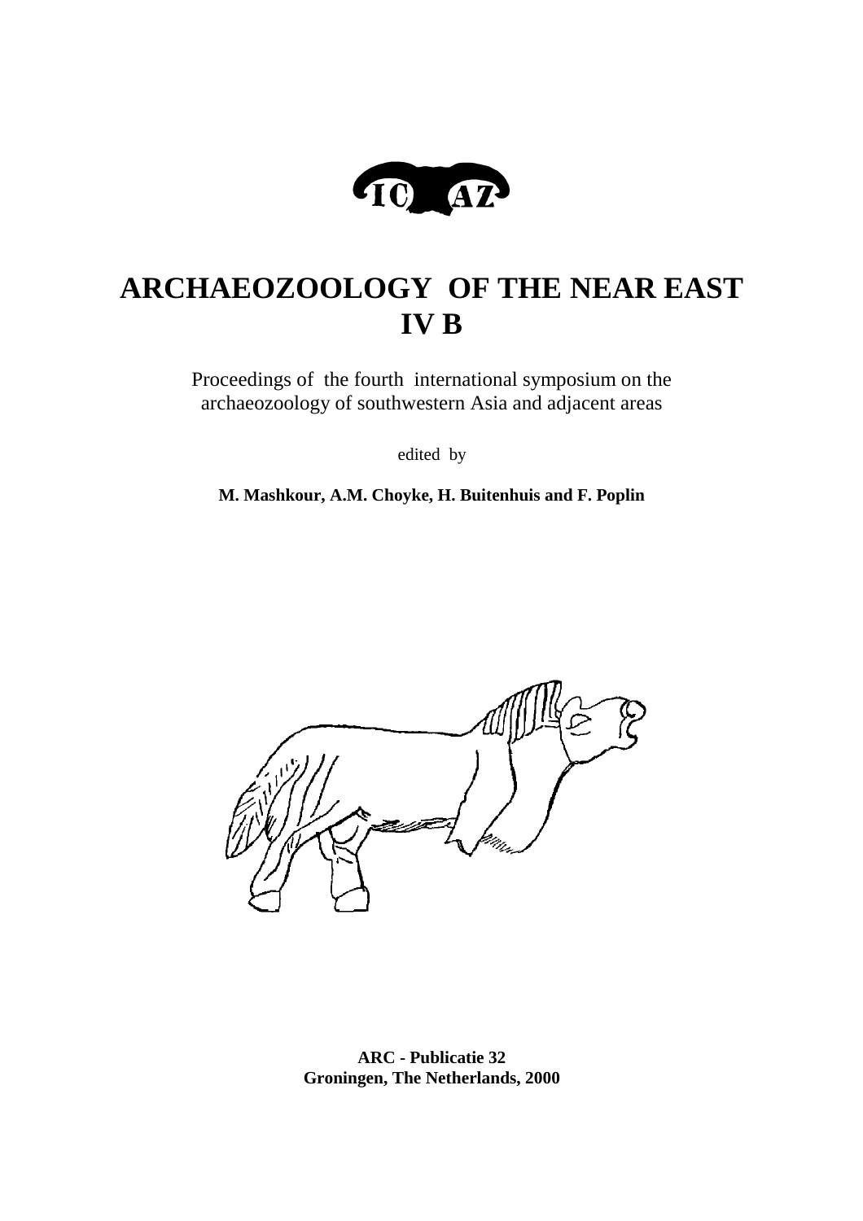# ARCHAEOZOOLOGY OF THE NEAR EAST IV B

Proceedings of the fourth international symposium on the archaeozoology of southwestern Asia and adjacent areas

edited by

**M. Mashkour, A.M. Choyke, H. Buitenhuis and F. Poplin**

**ARC - Publicatie 32**
**Groningen, The Netherlands, 2000**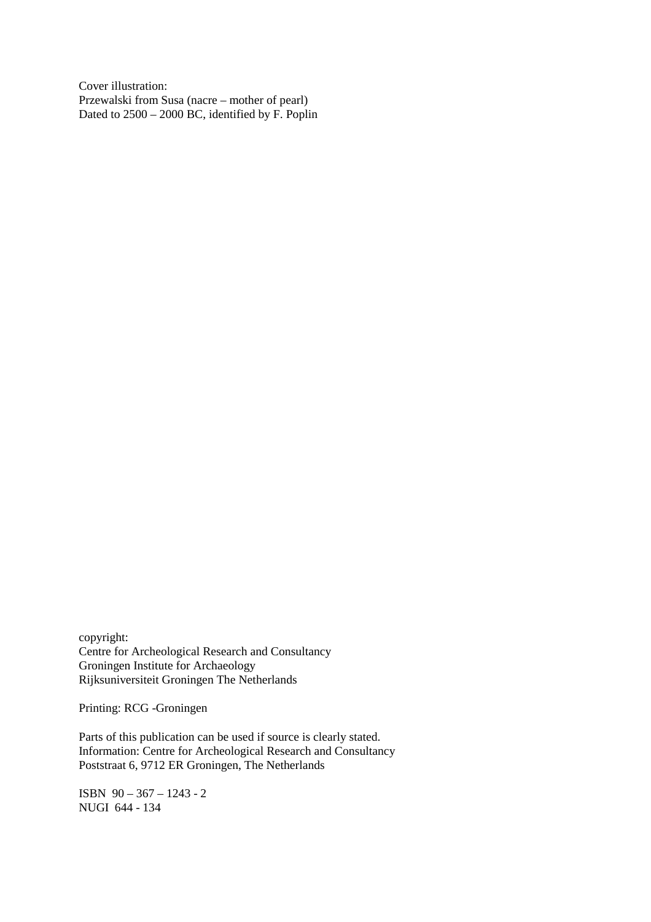Cover illustration:
Przewalski from Susa (nacre – mother of pearl)
Dated to 2500 – 2000 BC, identified by F. Poplin

copyright:
Centre for Archeological Research and Consultancy
Groningen Institute for Archaeology
Rijksuniversiteit Groningen The Netherlands

Printing: RCG -Groningen

Parts of this publication can be used if source is clearly stated.
Information: Centre for Archeological Research and Consultancy
Poststraat 6, 9712 ER Groningen, The Netherlands

ISBN 90 – 367 – 1243 - 2
NUGI 644 - 134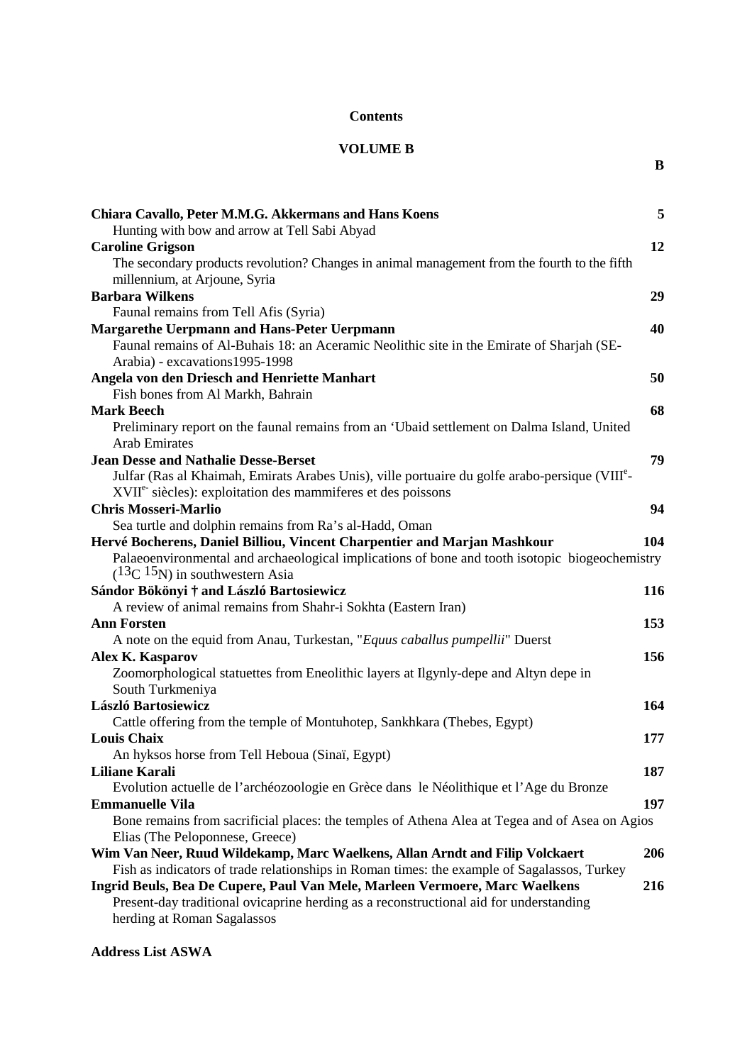# Contents

## VOLUME B

**B**

**Chiara Cavallo, Peter M.M.G. Akkermans and Hans Koens** — **5**
Hunting with bow and arrow at Tell Sabi Abyad

**Caroline Grigson** — **12**
The secondary products revolution? Changes in animal management from the fourth to the fifth millennium, at Arjoune, Syria

**Barbara Wilkens** — **29**
Faunal remains from Tell Afis (Syria)

**Margarethe Uerpmann and Hans-Peter Uerpmann** — **40**
Faunal remains of Al-Buhais 18: an Aceramic Neolithic site in the Emirate of Sharjah (SE-Arabia) - excavations1995-1998

**Angela von den Driesch and Henriette Manhart** — **50**
Fish bones from Al Markh, Bahrain

**Mark Beech** — **68**
Preliminary report on the faunal remains from an 'Ubaid settlement on Dalma Island, United Arab Emirates

**Jean Desse and Nathalie Desse-Berset** — **79**
Julfar (Ras al Khaimah, Emirats Arabes Unis), ville portuaire du golfe arabo-persique (VIII$^{e}$-XVII$^{e}$ siècles): exploitation des mammiferes et des poissons

**Chris Mosseri-Marlio** — **94**
Sea turtle and dolphin remains from Ra's al-Hadd, Oman

**Hervé Bocherens, Daniel Billiou, Vincent Charpentier and Marjan Mashkour** — **104**
Palaeoenvironmental and archaeological implications of bone and tooth isotopic biogeochemistry ($^{13}C$ $^{15}N$) in southwestern Asia

**Sándor Bökönyi † and László Bartosiewicz** — **116**
A review of animal remains from Shahr-i Sokhta (Eastern Iran)

**Ann Forsten** — **153**
A note on the equid from Anau, Turkestan, "*Equus caballus pumpellii*" Duerst

**Alex K. Kasparov** — **156**
Zoomorphological statuettes from Eneolithic layers at Ilgynly-depe and Altyn depe in South Turkmeniya

**László Bartosiewicz** — **164**
Cattle offering from the temple of Montuhotep, Sankhkara (Thebes, Egypt)

**Louis Chaix** — **177**
An hyksos horse from Tell Heboua (Sinaï, Egypt)

**Liliane Karali** — **187**
Evolution actuelle de l'archéozoologie en Grèce dans le Néolithique et l'Age du Bronze

**Emmanuelle Vila** — **197**
Bone remains from sacrificial places: the temples of Athena Alea at Tegea and of Asea on Agios Elias (The Peloponnese, Greece)

**Wim Van Neer, Ruud Wildekamp, Marc Waelkens, Allan Arndt and Filip Volckaert** — **206**
Fish as indicators of trade relationships in Roman times: the example of Sagalassos, Turkey

**Ingrid Beuls, Bea De Cupere, Paul Van Mele, Marleen Vermoere, Marc Waelkens** — **216**
Present-day traditional ovicaprine herding as a reconstructional aid for understanding herding at Roman Sagalassos

**Address List ASWA**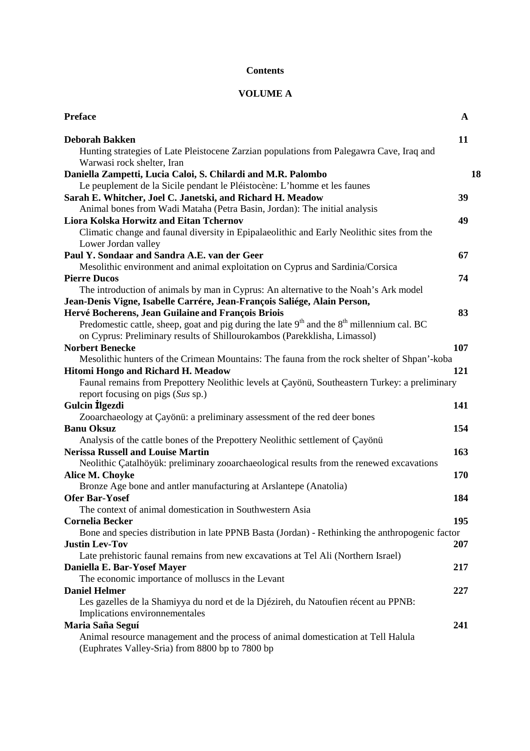## Contents

### VOLUME A

**Preface** A

**Deborah Bakken** 11
Hunting strategies of Late Pleistocene Zarzian populations from Palegawra Cave, Iraq and Warwasi rock shelter, Iran

**Daniella Zampetti, Lucia Caloi, S. Chilardi and M.R. Palombo** 18
Le peuplement de la Sicile pendant le Pléistocène: L'homme et les faunes

**Sarah E. Whitcher, Joel C. Janetski, and Richard H. Meadow** 39
Animal bones from Wadi Mataha (Petra Basin, Jordan): The initial analysis

**Liora Kolska Horwitz and Eitan Tchernov** 49
Climatic change and faunal diversity in Epipalaeolithic and Early Neolithic sites from the Lower Jordan valley

**Paul Y. Sondaar and Sandra A.E. van der Geer** 67
Mesolithic environment and animal exploitation on Cyprus and Sardinia/Corsica

**Pierre Ducos** 74
The introduction of animals by man in Cyprus: An alternative to the Noah's Ark model

**Jean-Denis Vigne, Isabelle Carrére, Jean-François Saliége, Alain Person, Hervé Bocherens, Jean Guilaine and François Briois** 83
Predomestic cattle, sheep, goat and pig during the late 9th and the 8th millennium cal. BC on Cyprus: Preliminary results of Shillourokambos (Parekklisha, Limassol)

**Norbert Benecke** 107
Mesolithic hunters of the Crimean Mountains: The fauna from the rock shelter of Shpan'-koba

**Hitomi Hongo and Richard H. Meadow** 121
Faunal remains from Prepottery Neolithic levels at Çayönü, Southeastern Turkey: a preliminary report focusing on pigs (*Sus* sp.)

**Gulcin İlgezdi** 141
Zooarchaeology at Çayönü: a preliminary assessment of the red deer bones

**Banu Oksuz** 154
Analysis of the cattle bones of the Prepottery Neolithic settlement of Çayönü

**Nerissa Russell and Louise Martin** 163
Neolithic Çatalhöyük: preliminary zooarchaeological results from the renewed excavations

**Alice M. Choyke** 170
Bronze Age bone and antler manufacturing at Arslantepe (Anatolia)

**Ofer Bar-Yosef** 184
The context of animal domestication in Southwestern Asia

**Cornelia Becker** 195
Bone and species distribution in late PPNB Basta (Jordan) - Rethinking the anthropogenic factor

**Justin Lev-Tov** 207
Late prehistoric faunal remains from new excavations at Tel Ali (Northern Israel)

**Daniella E. Bar-Yosef Mayer** 217
The economic importance of molluscs in the Levant

**Daniel Helmer** 227
Les gazelles de la Shamiyya du nord et de la Djézireh, du Natoufien récent au PPNB: Implications environnementales

**Maria Saña Seguí** 241
Animal resource management and the process of animal domestication at Tell Halula (Euphrates Valley-Sria) from 8800 bp to 7800 bp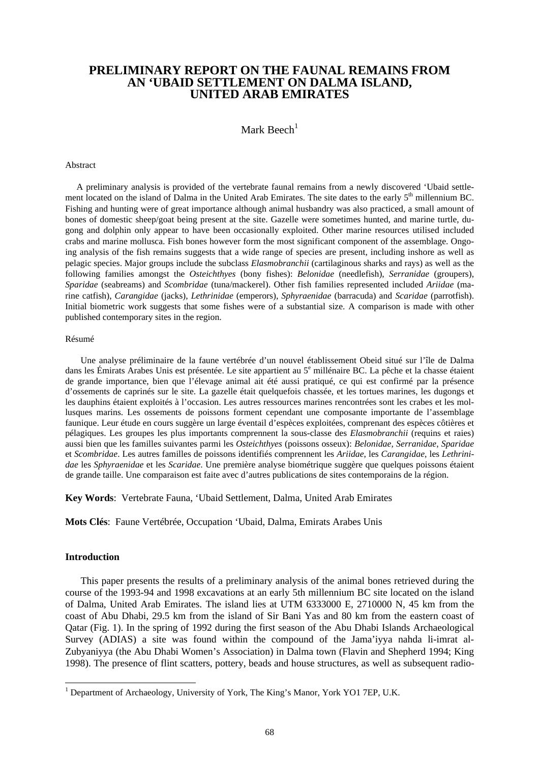# PRELIMINARY REPORT ON THE FAUNAL REMAINS FROM AN 'UBAID SETTLEMENT ON DALMA ISLAND, UNITED ARAB EMIRATES

Mark Beech[1]

Abstract

A preliminary analysis is provided of the vertebrate faunal remains from a newly discovered 'Ubaid settlement located on the island of Dalma in the United Arab Emirates. The site dates to the early 5th millennium BC. Fishing and hunting were of great importance although animal husbandry was also practiced, a small amount of bones of domestic sheep/goat being present at the site. Gazelle were sometimes hunted, and marine turtle, dugong and dolphin only appear to have been occasionally exploited. Other marine resources utilised included crabs and marine mollusca. Fish bones however form the most significant component of the assemblage. Ongoing analysis of the fish remains suggests that a wide range of species are present, including inshore as well as pelagic species. Major groups include the subclass *Elasmobranchii* (cartilaginous sharks and rays) as well as the following families amongst the *Osteichthyes* (bony fishes): *Belonidae* (needlefish), *Serranidae* (groupers), *Sparidae* (seabreams) and *Scombridae* (tuna/mackerel). Other fish families represented included *Ariidae* (marine catfish), *Carangidae* (jacks), *Lethrinidae* (emperors), *Sphyraenidae* (barracuda) and *Scaridae* (parrotfish). Initial biometric work suggests that some fishes were of a substantial size. A comparison is made with other published contemporary sites in the region.

Résumé

Une analyse préliminaire de la faune vertébrée d'un nouvel établissement Obeid situé sur l'île de Dalma dans les Émirats Arabes Unis est présentée. Le site appartient au 5e millénaire BC. La pêche et la chasse étaient de grande importance, bien que l'élevage animal ait été aussi pratiqué, ce qui est confirmé par la présence d'ossements de caprinés sur le site. La gazelle était quelquefois chassée, et les tortues marines, les dugongs et les dauphins étaient exploités à l'occasion. Les autres ressources marines rencontrées sont les crabes et les mollusques marins. Les ossements de poissons forment cependant une composante importante de l'assemblage faunique. Leur étude en cours suggère un large éventail d'espèces exploitées, comprenant des espèces côtières et pélagiques. Les groupes les plus importants comprennent la sous-classe des *Elasmobranchii* (requins et raies) aussi bien que les familles suivantes parmi les *Osteichthyes* (poissons osseux): *Belonidae, Serranidae*, *Sparidae* et *Scombridae*. Les autres familles de poissons identifiés comprennent les *Ariidae*, les *Carangidae*, les *Lethrinidae* les *Sphyraenidae* et les *Scaridae*. Une première analyse biométrique suggère que quelques poissons étaient de grande taille. Une comparaison est faite avec d'autres publications de sites contemporains de la région.

**Key Words**: Vertebrate Fauna, 'Ubaid Settlement, Dalma, United Arab Emirates

**Mots Clés**: Faune Vertébrée, Occupation 'Ubaid, Dalma, Emirats Arabes Unis

## Introduction

This paper presents the results of a preliminary analysis of the animal bones retrieved during the course of the 1993-94 and 1998 excavations at an early 5th millennium BC site located on the island of Dalma, United Arab Emirates. The island lies at UTM 6333000 E, 2710000 N, 45 km from the coast of Abu Dhabi, 29.5 km from the island of Sir Bani Yas and 80 km from the eastern coast of Qatar (Fig. 1). In the spring of 1992 during the first season of the Abu Dhabi Islands Archaeological Survey (ADIAS) a site was found within the compound of the Jama'iyya nahda li-imrat al-Zubyaniyya (the Abu Dhabi Women's Association) in Dalma town (Flavin and Shepherd 1994; King 1998). The presence of flint scatters, pottery, beads and house structures, as well as subsequent radio-

[1] Department of Archaeology, University of York, The King's Manor, York YO1 7EP, U.K.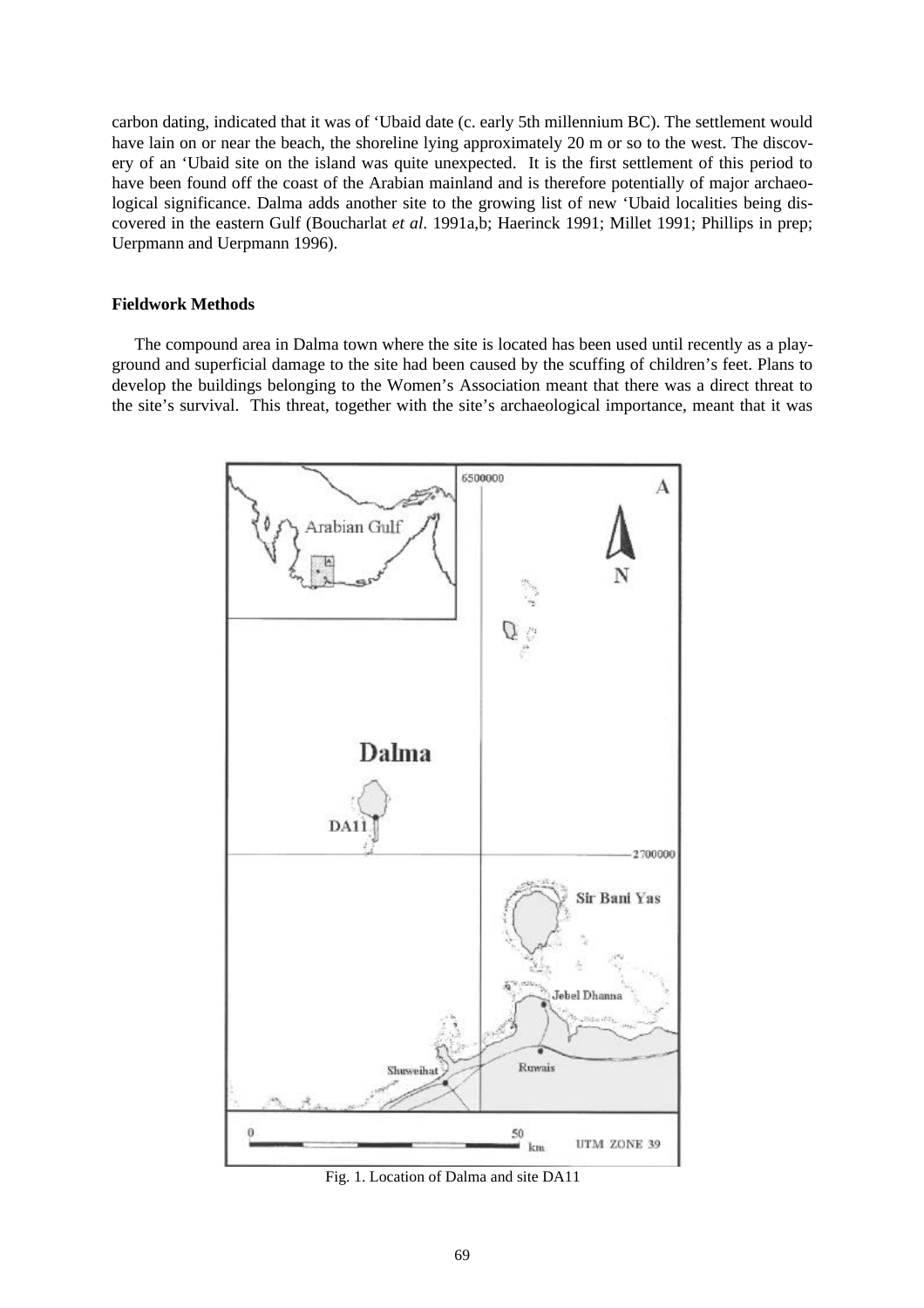carbon dating, indicated that it was of 'Ubaid date (c. early 5th millennium BC). The settlement would have lain on or near the beach, the shoreline lying approximately 20 m or so to the west. The discovery of an 'Ubaid site on the island was quite unexpected. It is the first settlement of this period to have been found off the coast of the Arabian mainland and is therefore potentially of major archaeological significance. Dalma adds another site to the growing list of new 'Ubaid localities being discovered in the eastern Gulf (Boucharlat *et al*. 1991a,b; Haerinck 1991; Millet 1991; Phillips in prep; Uerpmann and Uerpmann 1996).

**Fieldwork Methods**

The compound area in Dalma town where the site is located has been used until recently as a playground and superficial damage to the site had been caused by the scuffing of children's feet. Plans to develop the buildings belonging to the Women's Association meant that there was a direct threat to the site's survival. This threat, together with the site's archaeological importance, meant that it was

Fig. 1. Location of Dalma and site DA11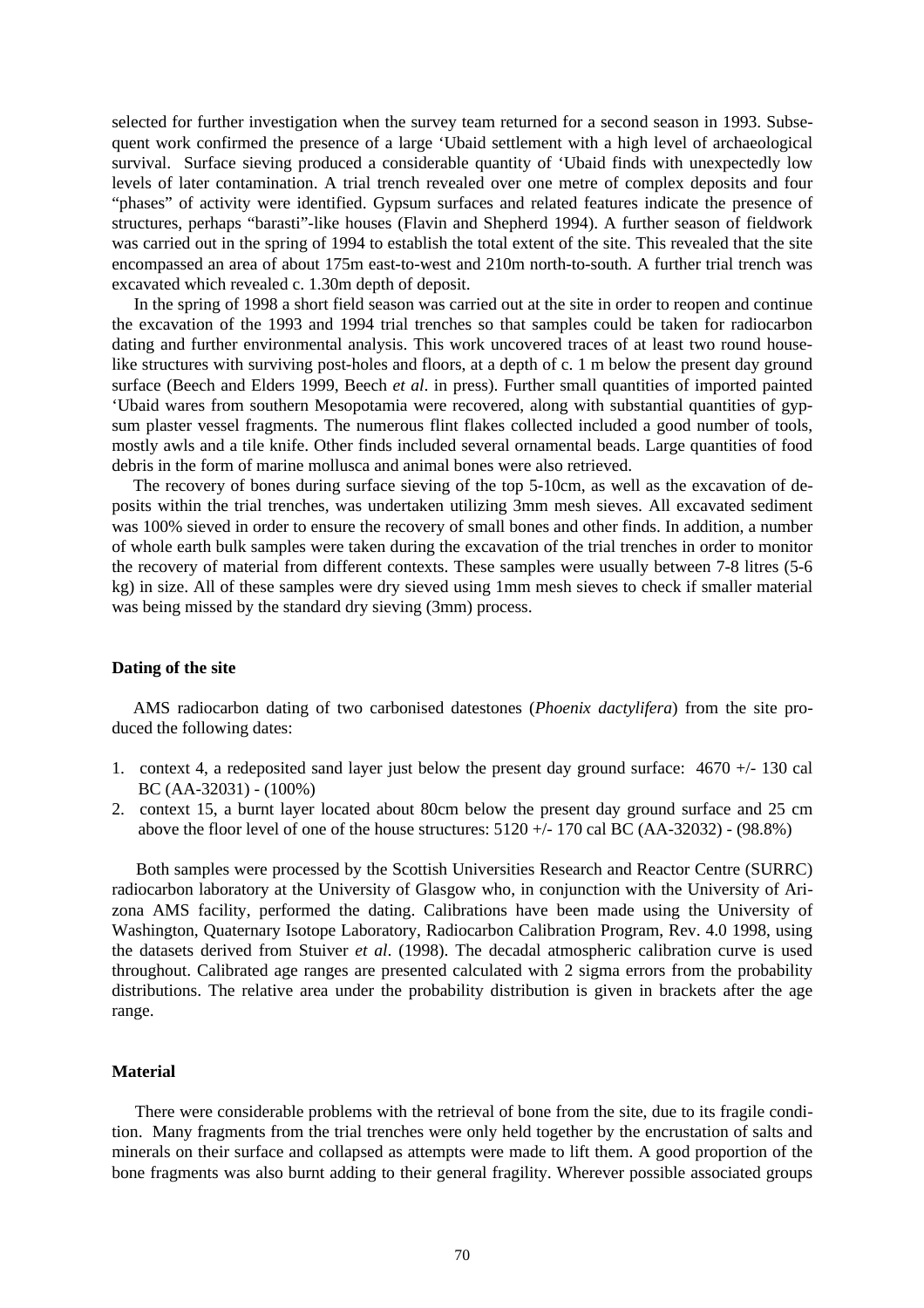selected for further investigation when the survey team returned for a second season in 1993. Subsequent work confirmed the presence of a large 'Ubaid settlement with a high level of archaeological survival. Surface sieving produced a considerable quantity of 'Ubaid finds with unexpectedly low levels of later contamination. A trial trench revealed over one metre of complex deposits and four "phases" of activity were identified. Gypsum surfaces and related features indicate the presence of structures, perhaps "barasti"-like houses (Flavin and Shepherd 1994). A further season of fieldwork was carried out in the spring of 1994 to establish the total extent of the site. This revealed that the site encompassed an area of about 175m east-to-west and 210m north-to-south. A further trial trench was excavated which revealed c. 1.30m depth of deposit.

In the spring of 1998 a short field season was carried out at the site in order to reopen and continue the excavation of the 1993 and 1994 trial trenches so that samples could be taken for radiocarbon dating and further environmental analysis. This work uncovered traces of at least two round house-like structures with surviving post-holes and floors, at a depth of c. 1 m below the present day ground surface (Beech and Elders 1999, Beech *et al*. in press). Further small quantities of imported painted 'Ubaid wares from southern Mesopotamia were recovered, along with substantial quantities of gypsum plaster vessel fragments. The numerous flint flakes collected included a good number of tools, mostly awls and a tile knife. Other finds included several ornamental beads. Large quantities of food debris in the form of marine mollusca and animal bones were also retrieved.

The recovery of bones during surface sieving of the top 5-10cm, as well as the excavation of deposits within the trial trenches, was undertaken utilizing 3mm mesh sieves. All excavated sediment was 100% sieved in order to ensure the recovery of small bones and other finds. In addition, a number of whole earth bulk samples were taken during the excavation of the trial trenches in order to monitor the recovery of material from different contexts. These samples were usually between 7-8 litres (5-6 kg) in size. All of these samples were dry sieved using 1mm mesh sieves to check if smaller material was being missed by the standard dry sieving (3mm) process.

## Dating of the site

AMS radiocarbon dating of two carbonised datestones (*Phoenix dactylifera*) from the site produced the following dates:

1. context 4, a redeposited sand layer just below the present day ground surface: 4670 +/- 130 cal BC (AA-32031) - (100%)
2. context 15, a burnt layer located about 80cm below the present day ground surface and 25 cm above the floor level of one of the house structures: 5120 +/- 170 cal BC (AA-32032) - (98.8%)

Both samples were processed by the Scottish Universities Research and Reactor Centre (SURRC) radiocarbon laboratory at the University of Glasgow who, in conjunction with the University of Arizona AMS facility, performed the dating. Calibrations have been made using the University of Washington, Quaternary Isotope Laboratory, Radiocarbon Calibration Program, Rev. 4.0 1998, using the datasets derived from Stuiver *et al*. (1998). The decadal atmospheric calibration curve is used throughout. Calibrated age ranges are presented calculated with 2 sigma errors from the probability distributions. The relative area under the probability distribution is given in brackets after the age range.

## Material

There were considerable problems with the retrieval of bone from the site, due to its fragile condition. Many fragments from the trial trenches were only held together by the encrustation of salts and minerals on their surface and collapsed as attempts were made to lift them. A good proportion of the bone fragments was also burnt adding to their general fragility. Wherever possible associated groups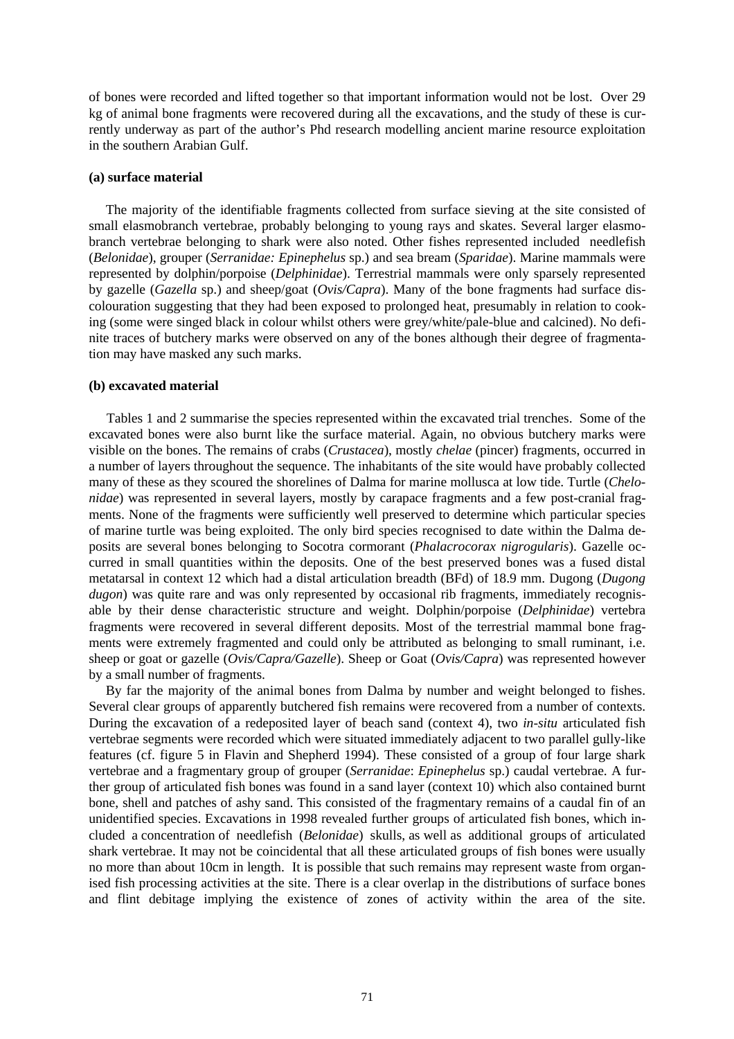of bones were recorded and lifted together so that important information would not be lost. Over 29 kg of animal bone fragments were recovered during all the excavations, and the study of these is currently underway as part of the author's Phd research modelling ancient marine resource exploitation in the southern Arabian Gulf.

#### (a) surface material

The majority of the identifiable fragments collected from surface sieving at the site consisted of small elasmobranch vertebrae, probably belonging to young rays and skates. Several larger elasmobranch vertebrae belonging to shark were also noted. Other fishes represented included needlefish (*Belonidae*), grouper (*Serranidae: Epinephelus* sp.) and sea bream (*Sparidae*). Marine mammals were represented by dolphin/porpoise (*Delphinidae*). Terrestrial mammals were only sparsely represented by gazelle (*Gazella* sp.) and sheep/goat (*Ovis/Capra*). Many of the bone fragments had surface discolouration suggesting that they had been exposed to prolonged heat, presumably in relation to cooking (some were singed black in colour whilst others were grey/white/pale-blue and calcined). No definite traces of butchery marks were observed on any of the bones although their degree of fragmentation may have masked any such marks.

#### (b) excavated material

Tables 1 and 2 summarise the species represented within the excavated trial trenches. Some of the excavated bones were also burnt like the surface material. Again, no obvious butchery marks were visible on the bones. The remains of crabs (*Crustacea*), mostly *chelae* (pincer) fragments, occurred in a number of layers throughout the sequence. The inhabitants of the site would have probably collected many of these as they scoured the shorelines of Dalma for marine mollusca at low tide. Turtle (*Chelonidae*) was represented in several layers, mostly by carapace fragments and a few post-cranial fragments. None of the fragments were sufficiently well preserved to determine which particular species of marine turtle was being exploited. The only bird species recognised to date within the Dalma deposits are several bones belonging to Socotra cormorant (*Phalacrocorax nigrogularis*). Gazelle occurred in small quantities within the deposits. One of the best preserved bones was a fused distal metatarsal in context 12 which had a distal articulation breadth (BFd) of 18.9 mm. Dugong (*Dugong dugon*) was quite rare and was only represented by occasional rib fragments, immediately recognisable by their dense characteristic structure and weight. Dolphin/porpoise (*Delphinidae*) vertebra fragments were recovered in several different deposits. Most of the terrestrial mammal bone fragments were extremely fragmented and could only be attributed as belonging to small ruminant, i.e. sheep or goat or gazelle (*Ovis/Capra/Gazelle*). Sheep or Goat (*Ovis/Capra*) was represented however by a small number of fragments.

By far the majority of the animal bones from Dalma by number and weight belonged to fishes. Several clear groups of apparently butchered fish remains were recovered from a number of contexts. During the excavation of a redeposited layer of beach sand (context 4), two *in-situ* articulated fish vertebrae segments were recorded which were situated immediately adjacent to two parallel gully-like features (cf. figure 5 in Flavin and Shepherd 1994). These consisted of a group of four large shark vertebrae and a fragmentary group of grouper (*Serranidae*: *Epinephelus* sp.) caudal vertebrae. A further group of articulated fish bones was found in a sand layer (context 10) which also contained burnt bone, shell and patches of ashy sand. This consisted of the fragmentary remains of a caudal fin of an unidentified species. Excavations in 1998 revealed further groups of articulated fish bones, which included a concentration of needlefish (*Belonidae*) skulls, as well as additional groups of articulated shark vertebrae. It may not be coincidental that all these articulated groups of fish bones were usually no more than about 10cm in length. It is possible that such remains may represent waste from organised fish processing activities at the site. There is a clear overlap in the distributions of surface bones and flint debitage implying the existence of zones of activity within the area of the site.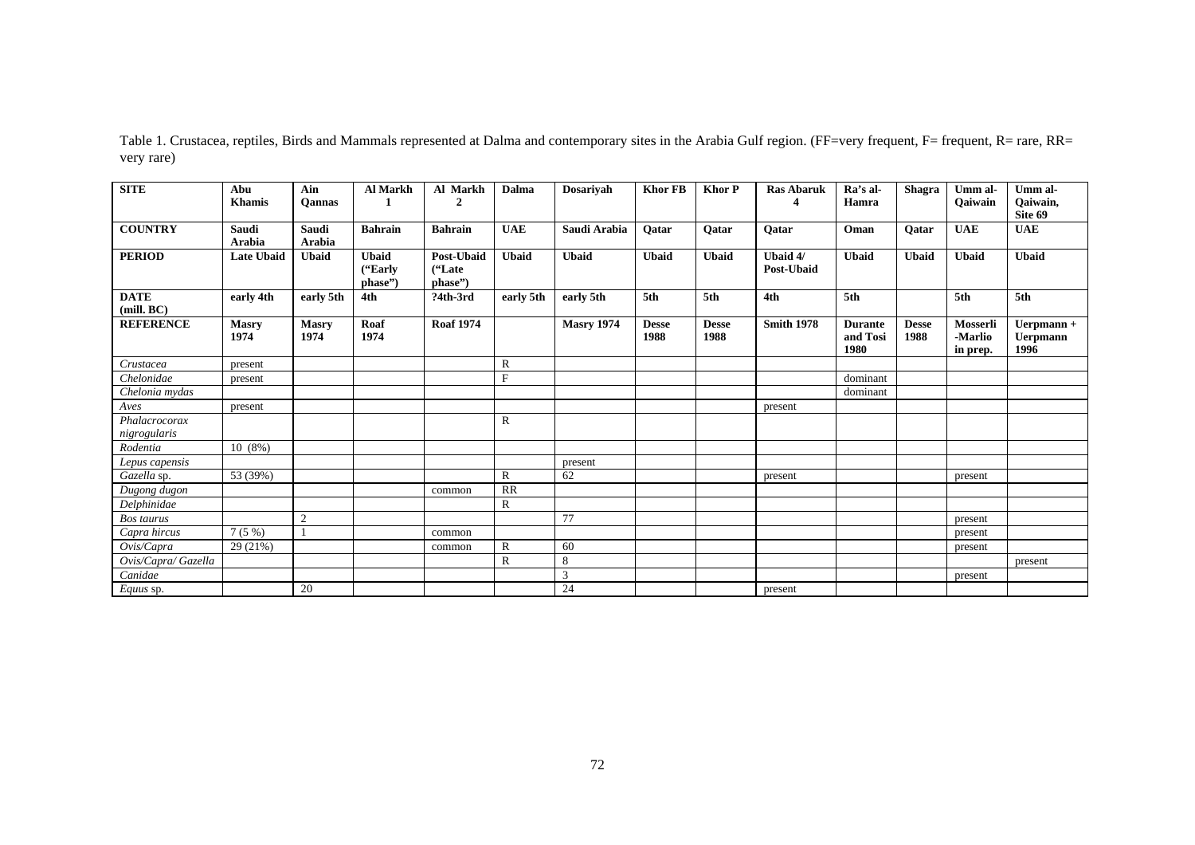Table 1. Crustacea, reptiles, Birds and Mammals represented at Dalma and contemporary sites in the Arabia Gulf region. (FF=very frequent, F= frequent, R= rare, RR= very rare)

| **SITE** | **Abu Khamis** | **Ain Qannas** | **Al Markh 1** | **Al Markh 2** | **Dalma** | **Dosariyah** | **Khor FB** | **Khor P** | **Ras Abaruk 4** | **Ra's al-Hamra** | **Shagra** | **Umm al-Qaiwain** | **Umm al-Qaiwain, Site 69** |
|---|---|---|---|---|---|---|---|---|---|---|---|---|---|
| **COUNTRY** | **Saudi Arabia** | **Saudi Arabia** | **Bahrain** | **Bahrain** | **UAE** | **Saudi Arabia** | **Qatar** | **Qatar** | **Qatar** | **Oman** | **Qatar** | **UAE** | **UAE** |
| **PERIOD** | **Late Ubaid** | **Ubaid** | **Ubaid ("Early phase")** | **Post-Ubaid ("Late phase")** | **Ubaid** | **Ubaid** | **Ubaid** | **Ubaid** | **Ubaid 4/ Post-Ubaid** | **Ubaid** | **Ubaid** | **Ubaid** | **Ubaid** |
| **DATE (mill. BC)** | **early 4th** | **early 5th** | **4th** | **?4th-3rd** | **early 5th** | **early 5th** | **5th** | **5th** | **4th** | **5th** | | **5th** | **5th** |
| **REFERENCE** | **Masry 1974** | **Masry 1974** | **Roaf 1974** | **Roaf 1974** | | **Masry 1974** | **Desse 1988** | **Desse 1988** | **Smith 1978** | **Durante and Tosi 1980** | **Desse 1988** | **Mosserli -Marlio in prep.** | **Uerpmann + Uerpmann 1996** |
| *Crustacea* | present | | | | R | | | | | | | | |
| *Chelonidae* | present | | | | F | | | | | dominant | | | |
| *Chelonia mydas* | | | | | | | | | | dominant | | | |
| *Aves* | present | | | | | | | | present | | | | |
| *Phalacrocorax nigrogularis* | | | | | R | | | | | | | | |
| *Rodentia* | 10 (8%) | | | | | | | | | | | | |
| *Lepus capensis* | | | | | | present | | | | | | | |
| *Gazella* sp. | 53 (39%) | | | | R | 62 | | | present | | | present | |
| *Dugong dugon* | | | | common | RR | | | | | | | | |
| *Delphinidae* | | | | | R | | | | | | | | |
| *Bos taurus* | | 2 | | | | 77 | | | | | | present | |
| *Capra hircus* | 7 (5 %) | 1 | | common | | | | | | | | present | |
| *Ovis/Capra* | 29 (21%) | | | common | R | 60 | | | | | | present | |
| *Ovis/Capra/ Gazella* | | | | | R | 8 | | | | | | | present |
| *Canidae* | | | | | | 3 | | | | | | present | |
| *Equus* sp. | | 20 | | | | 24 | | | present | | | | |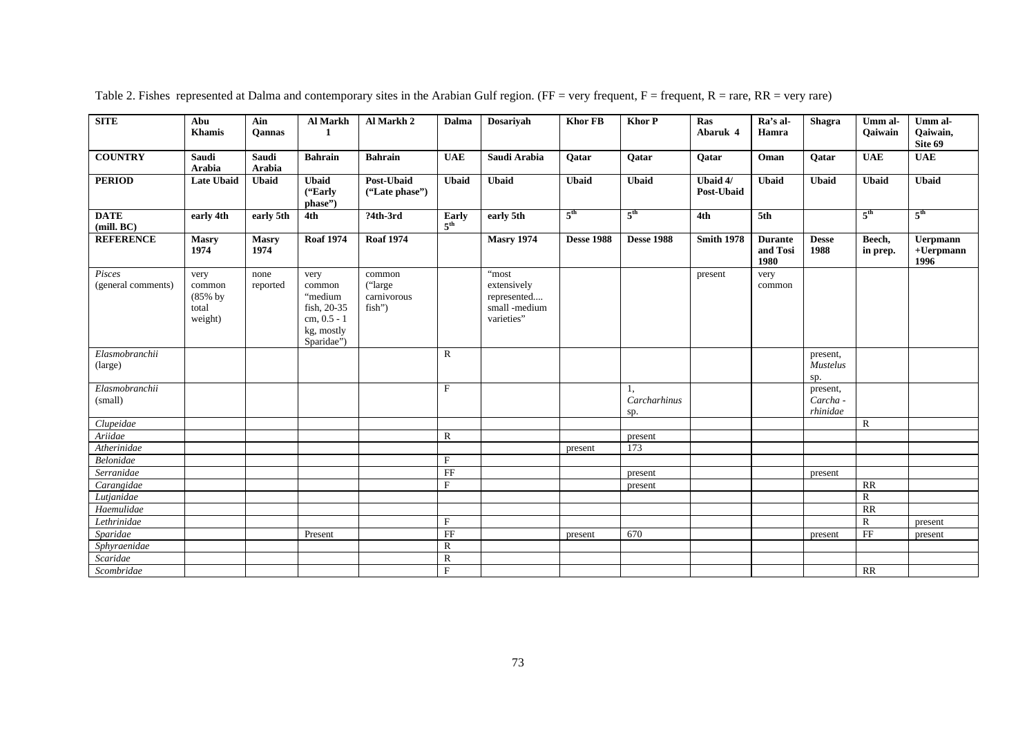Table 2. Fishes represented at Dalma and contemporary sites in the Arabian Gulf region. (FF = very frequent, F = frequent, R = rare, RR = very rare)

| **SITE** | **Abu Khamis** | **Ain Qannas** | **Al Markh 1** | **Al Markh 2** | **Dalma** | **Dosariyah** | **Khor FB** | **Khor P** | **Ras Abaruk 4** | **Ra's al-Hamra** | **Shagra** | **Umm al-Qaiwain** | **Umm al-Qaiwain, Site 69** |
|---|---|---|---|---|---|---|---|---|---|---|---|---|---|
| **COUNTRY** | **Saudi Arabia** | **Saudi Arabia** | **Bahrain** | **Bahrain** | **UAE** | **Saudi Arabia** | **Qatar** | **Qatar** | **Qatar** | **Oman** | **Qatar** | **UAE** | **UAE** |
| **PERIOD** | **Late Ubaid** | **Ubaid** | **Ubaid ("Early phase")** | **Post-Ubaid ("Late phase")** | **Ubaid** | **Ubaid** | **Ubaid** | **Ubaid** | **Ubaid 4/ Post-Ubaid** | **Ubaid** | **Ubaid** | **Ubaid** | **Ubaid** |
| **DATE (mill. BC)** | **early 4th** | **early 5th** | **4th** | **?4th-3rd** | **Early 5th** | **early 5th** | **5th** | **5th** | **4th** | **5th** | | **5th** | **5th** |
| **REFERENCE** | **Masry 1974** | **Masry 1974** | **Roaf 1974** | **Roaf 1974** | | **Masry 1974** | **Desse 1988** | **Desse 1988** | **Smith 1978** | **Durante and Tosi 1980** | **Desse 1988** | **Beech, in prep.** | **Uerpmann +Uerpmann 1996** |
| *Pisces* (general comments) | very common (85% by total weight) | none reported | very common "medium fish, 20-35 cm, 0.5 - 1 kg, mostly Sparidae") | common ("large carnivorous fish") | | "most extensively represented.... small -medium varieties" | | | present | very common | | | |
| *Elasmobranchii* (large) | | | | | R | | | | | | present, *Mustelus* sp. | | |
| *Elasmobranchii* (small) | | | | | F | | | 1, *Carcharhinus* sp. | | | present, *Carcha - rhinidae* | | |
| *Clupeidae* | | | | | | | | | | | | R | |
| *Ariidae* | | | | | R | | | present | | | | | |
| *Atherinidae* | | | | | | | present | 173 | | | | | |
| *Belonidae* | | | | | F | | | | | | | | |
| *Serranidae* | | | | | FF | | | present | | | present | | |
| *Carangidae* | | | | | F | | | present | | | | RR | |
| *Lutjanidae* | | | | | | | | | | | | R | |
| *Haemulidae* | | | | | | | | | | | | RR | |
| *Lethrinidae* | | | | | F | | | | | | | R | present |
| *Sparidae* | | | Present | | FF | | present | 670 | | | present | FF | present |
| *Sphyraenidae* | | | | | R | | | | | | | | |
| *Scaridae* | | | | | R | | | | | | | | |
| *Scombridae* | | | | | F | | | | | | | RR | |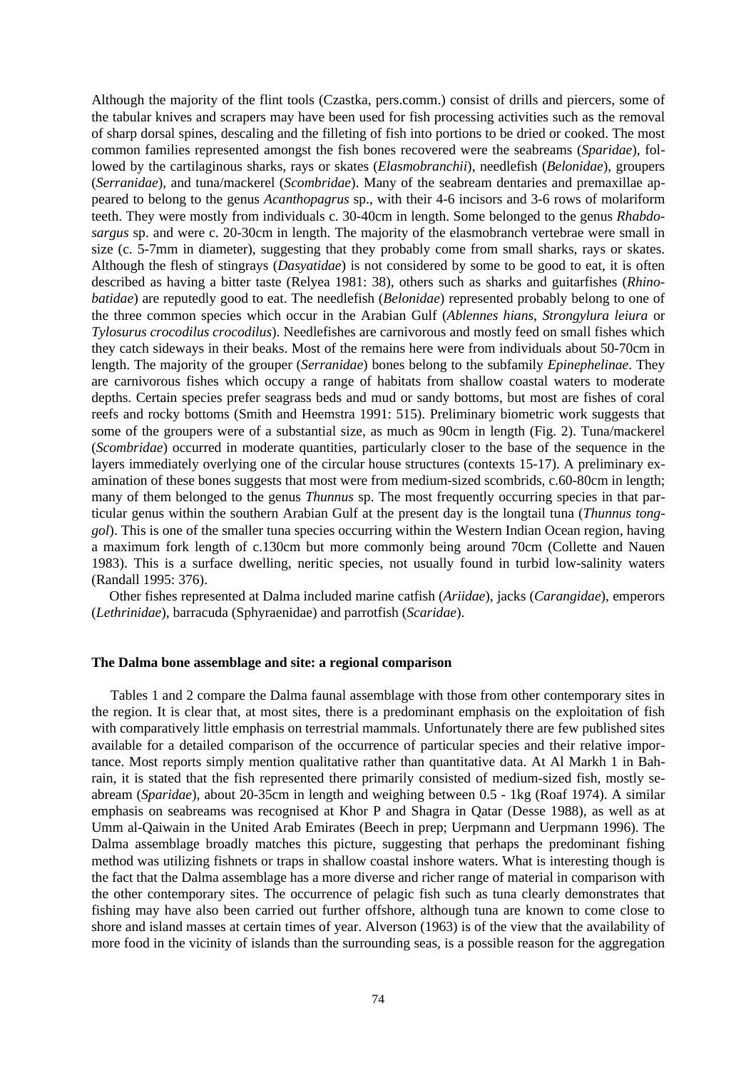Although the majority of the flint tools (Czastka, pers.comm.) consist of drills and piercers, some of the tabular knives and scrapers may have been used for fish processing activities such as the removal of sharp dorsal spines, descaling and the filleting of fish into portions to be dried or cooked. The most common families represented amongst the fish bones recovered were the seabreams (*Sparidae*), followed by the cartilaginous sharks, rays or skates (*Elasmobranchii*), needlefish (*Belonidae*), groupers (*Serranidae*), and tuna/mackerel (*Scombridae*). Many of the seabream dentaries and premaxillae appeared to belong to the genus *Acanthopagrus* sp., with their 4-6 incisors and 3-6 rows of molariform teeth. They were mostly from individuals c. 30-40cm in length. Some belonged to the genus *Rhabdosargus* sp. and were c. 20-30cm in length. The majority of the elasmobranch vertebrae were small in size (c. 5-7mm in diameter), suggesting that they probably come from small sharks, rays or skates. Although the flesh of stingrays (*Dasyatidae*) is not considered by some to be good to eat, it is often described as having a bitter taste (Relyea 1981: 38), others such as sharks and guitarfishes (*Rhinobatidae*) are reputedly good to eat. The needlefish (*Belonidae*) represented probably belong to one of the three common species which occur in the Arabian Gulf (*Ablennes hians, Strongylura leiura* or *Tylosurus crocodilus crocodilus*). Needlefishes are carnivorous and mostly feed on small fishes which they catch sideways in their beaks. Most of the remains here were from individuals about 50-70cm in length. The majority of the grouper (*Serranidae*) bones belong to the subfamily *Epinephelinae*. They are carnivorous fishes which occupy a range of habitats from shallow coastal waters to moderate depths. Certain species prefer seagrass beds and mud or sandy bottoms, but most are fishes of coral reefs and rocky bottoms (Smith and Heemstra 1991: 515). Preliminary biometric work suggests that some of the groupers were of a substantial size, as much as 90cm in length (Fig. 2). Tuna/mackerel (*Scombridae*) occurred in moderate quantities, particularly closer to the base of the sequence in the layers immediately overlying one of the circular house structures (contexts 15-17). A preliminary examination of these bones suggests that most were from medium-sized scombrids, c.60-80cm in length; many of them belonged to the genus *Thunnus* sp. The most frequently occurring species in that particular genus within the southern Arabian Gulf at the present day is the longtail tuna (*Thunnus tonggol*). This is one of the smaller tuna species occurring within the Western Indian Ocean region, having a maximum fork length of c.130cm but more commonly being around 70cm (Collette and Nauen 1983). This is a surface dwelling, neritic species, not usually found in turbid low-salinity waters (Randall 1995: 376).

Other fishes represented at Dalma included marine catfish (*Ariidae*), jacks (*Carangidae*), emperors (*Lethrinidae*), barracuda (Sphyraenidae) and parrotfish (*Scaridae*).

### The Dalma bone assemblage and site: a regional comparison

Tables 1 and 2 compare the Dalma faunal assemblage with those from other contemporary sites in the region. It is clear that, at most sites, there is a predominant emphasis on the exploitation of fish with comparatively little emphasis on terrestrial mammals. Unfortunately there are few published sites available for a detailed comparison of the occurrence of particular species and their relative importance. Most reports simply mention qualitative rather than quantitative data. At Al Markh 1 in Bahrain, it is stated that the fish represented there primarily consisted of medium-sized fish, mostly seabream (*Sparidae*), about 20-35cm in length and weighing between 0.5 - 1kg (Roaf 1974). A similar emphasis on seabreams was recognised at Khor P and Shagra in Qatar (Desse 1988), as well as at Umm al-Qaiwain in the United Arab Emirates (Beech in prep; Uerpmann and Uerpmann 1996). The Dalma assemblage broadly matches this picture, suggesting that perhaps the predominant fishing method was utilizing fishnets or traps in shallow coastal inshore waters. What is interesting though is the fact that the Dalma assemblage has a more diverse and richer range of material in comparison with the other contemporary sites. The occurrence of pelagic fish such as tuna clearly demonstrates that fishing may have also been carried out further offshore, although tuna are known to come close to shore and island masses at certain times of year. Alverson (1963) is of the view that the availability of more food in the vicinity of islands than the surrounding seas, is a possible reason for the aggregation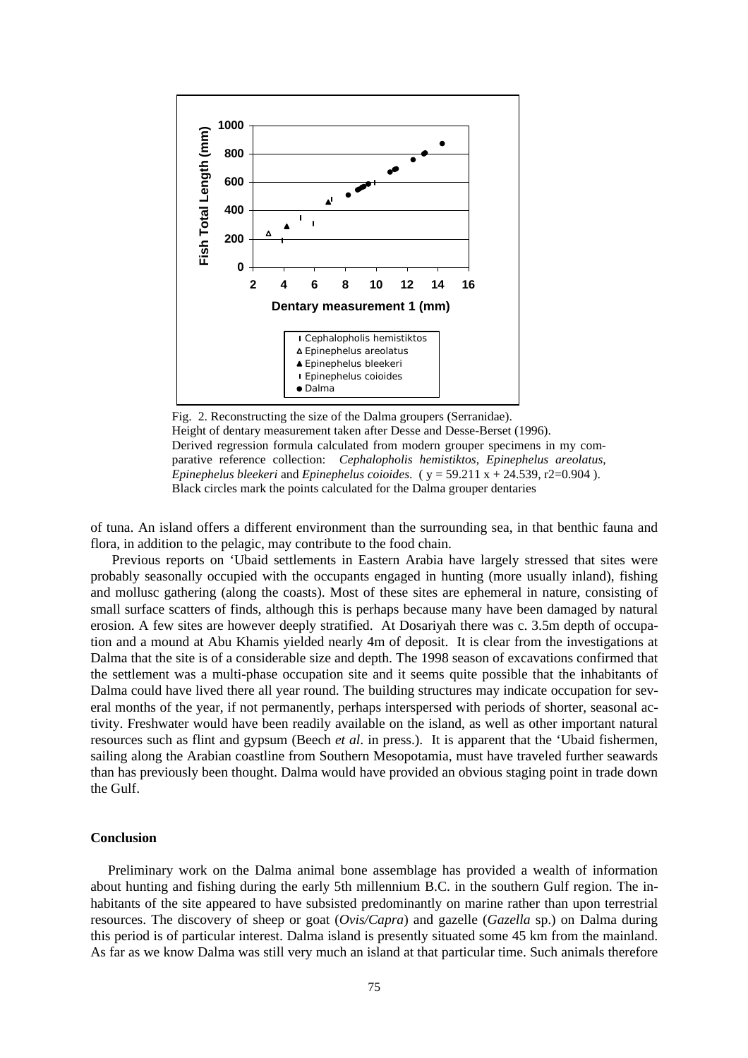Fig. 2. Reconstructing the size of the Dalma groupers (Serranidae).
Height of dentary measurement taken after Desse and Desse-Berset (1996).
Derived regression formula calculated from modern grouper specimens in my comparative reference collection: *Cephalopholis hemistiktos*, *Epinephelus areolatus*, *Epinephelus bleekeri* and *Epinephelus coioides*. ( $y = 59.211x + 24.539$, $r2=0.904$ ).
Black circles mark the points calculated for the Dalma grouper dentaries

of tuna. An island offers a different environment than the surrounding sea, in that benthic fauna and flora, in addition to the pelagic, may contribute to the food chain.

Previous reports on 'Ubaid settlements in Eastern Arabia have largely stressed that sites were probably seasonally occupied with the occupants engaged in hunting (more usually inland), fishing and mollusc gathering (along the coasts). Most of these sites are ephemeral in nature, consisting of small surface scatters of finds, although this is perhaps because many have been damaged by natural erosion. A few sites are however deeply stratified. At Dosariyah there was c. 3.5m depth of occupation and a mound at Abu Khamis yielded nearly 4m of deposit. It is clear from the investigations at Dalma that the site is of a considerable size and depth. The 1998 season of excavations confirmed that the settlement was a multi-phase occupation site and it seems quite possible that the inhabitants of Dalma could have lived there all year round. The building structures may indicate occupation for several months of the year, if not permanently, perhaps interspersed with periods of shorter, seasonal activity. Freshwater would have been readily available on the island, as well as other important natural resources such as flint and gypsum (Beech *et al*. in press.). It is apparent that the 'Ubaid fishermen, sailing along the Arabian coastline from Southern Mesopotamia, must have traveled further seawards than has previously been thought. Dalma would have provided an obvious staging point in trade down the Gulf.

## Conclusion

Preliminary work on the Dalma animal bone assemblage has provided a wealth of information about hunting and fishing during the early 5th millennium B.C. in the southern Gulf region. The inhabitants of the site appeared to have subsisted predominantly on marine rather than upon terrestrial resources. The discovery of sheep or goat (*Ovis/Capra*) and gazelle (*Gazella* sp.) on Dalma during this period is of particular interest. Dalma island is presently situated some 45 km from the mainland. As far as we know Dalma was still very much an island at that particular time. Such animals therefore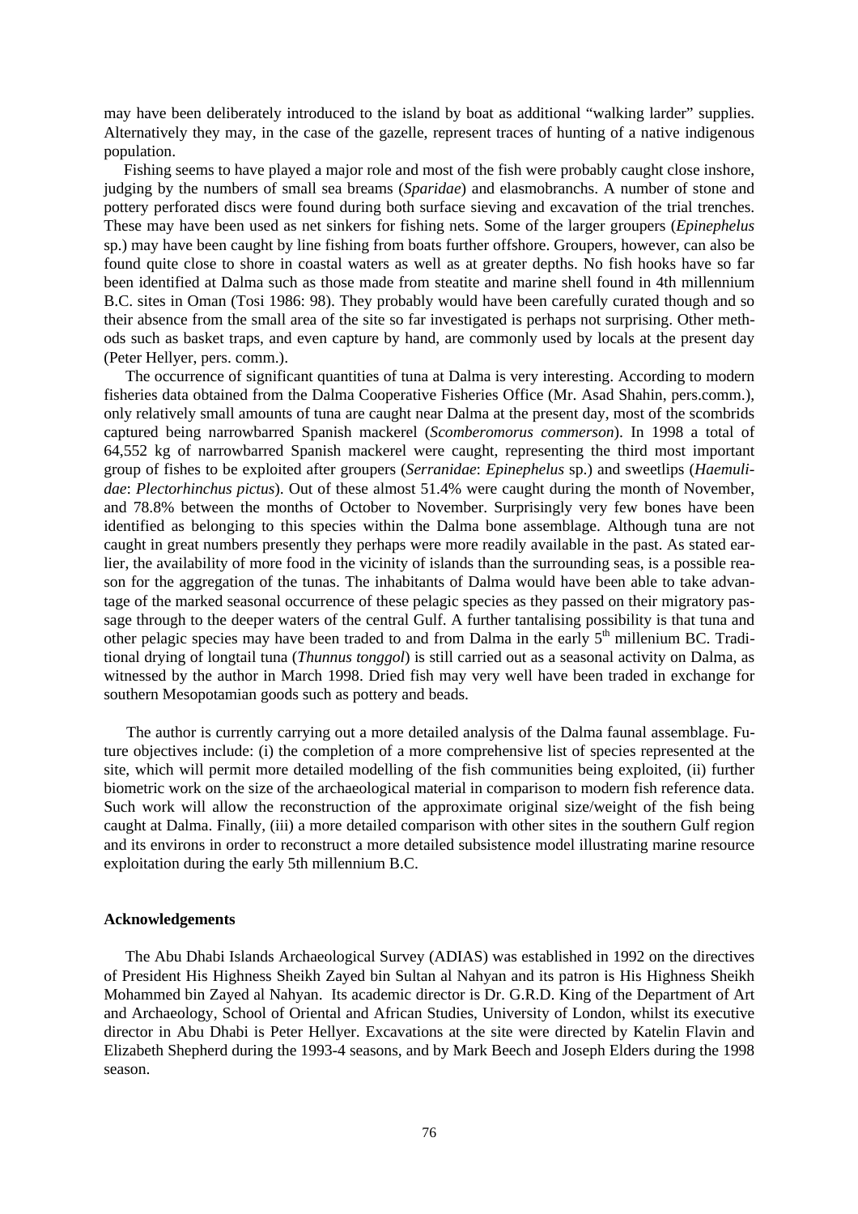may have been deliberately introduced to the island by boat as additional "walking larder" supplies. Alternatively they may, in the case of the gazelle, represent traces of hunting of a native indigenous population.

Fishing seems to have played a major role and most of the fish were probably caught close inshore, judging by the numbers of small sea breams (*Sparidae*) and elasmobranchs. A number of stone and pottery perforated discs were found during both surface sieving and excavation of the trial trenches. These may have been used as net sinkers for fishing nets. Some of the larger groupers (*Epinephelus* sp.) may have been caught by line fishing from boats further offshore. Groupers, however, can also be found quite close to shore in coastal waters as well as at greater depths. No fish hooks have so far been identified at Dalma such as those made from steatite and marine shell found in 4th millennium B.C. sites in Oman (Tosi 1986: 98). They probably would have been carefully curated though and so their absence from the small area of the site so far investigated is perhaps not surprising. Other methods such as basket traps, and even capture by hand, are commonly used by locals at the present day (Peter Hellyer, pers. comm.).

The occurrence of significant quantities of tuna at Dalma is very interesting. According to modern fisheries data obtained from the Dalma Cooperative Fisheries Office (Mr. Asad Shahin, pers.comm.), only relatively small amounts of tuna are caught near Dalma at the present day, most of the scombrids captured being narrowbarred Spanish mackerel (*Scomberomorus commerson*). In 1998 a total of 64,552 kg of narrowbarred Spanish mackerel were caught, representing the third most important group of fishes to be exploited after groupers (*Serranidae*: *Epinephelus* sp.) and sweetlips (*Haemulidae*: *Plectorhinchus pictus*). Out of these almost 51.4% were caught during the month of November, and 78.8% between the months of October to November. Surprisingly very few bones have been identified as belonging to this species within the Dalma bone assemblage. Although tuna are not caught in great numbers presently they perhaps were more readily available in the past. As stated earlier, the availability of more food in the vicinity of islands than the surrounding seas, is a possible reason for the aggregation of the tunas. The inhabitants of Dalma would have been able to take advantage of the marked seasonal occurrence of these pelagic species as they passed on their migratory passage through to the deeper waters of the central Gulf. A further tantalising possibility is that tuna and other pelagic species may have been traded to and from Dalma in the early 5th millenium BC. Traditional drying of longtail tuna (*Thunnus tonggol*) is still carried out as a seasonal activity on Dalma, as witnessed by the author in March 1998. Dried fish may very well have been traded in exchange for southern Mesopotamian goods such as pottery and beads.

The author is currently carrying out a more detailed analysis of the Dalma faunal assemblage. Future objectives include: (i) the completion of a more comprehensive list of species represented at the site, which will permit more detailed modelling of the fish communities being exploited, (ii) further biometric work on the size of the archaeological material in comparison to modern fish reference data. Such work will allow the reconstruction of the approximate original size/weight of the fish being caught at Dalma. Finally, (iii) a more detailed comparison with other sites in the southern Gulf region and its environs in order to reconstruct a more detailed subsistence model illustrating marine resource exploitation during the early 5th millennium B.C.

## Acknowledgements

The Abu Dhabi Islands Archaeological Survey (ADIAS) was established in 1992 on the directives of President His Highness Sheikh Zayed bin Sultan al Nahyan and its patron is His Highness Sheikh Mohammed bin Zayed al Nahyan. Its academic director is Dr. G.R.D. King of the Department of Art and Archaeology, School of Oriental and African Studies, University of London, whilst its executive director in Abu Dhabi is Peter Hellyer. Excavations at the site were directed by Katelin Flavin and Elizabeth Shepherd during the 1993-4 seasons, and by Mark Beech and Joseph Elders during the 1998 season.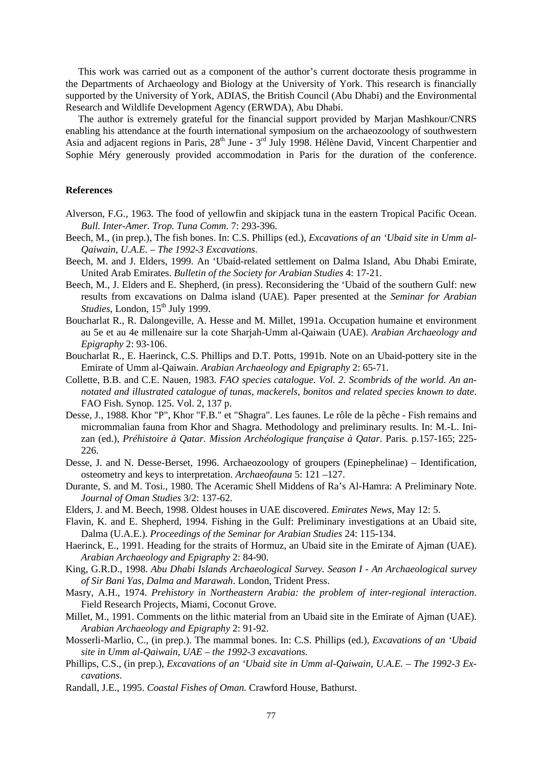This work was carried out as a component of the author's current doctorate thesis programme in the Departments of Archaeology and Biology at the University of York. This research is financially supported by the University of York, ADIAS, the British Council (Abu Dhabi) and the Environmental Research and Wildlife Development Agency (ERWDA), Abu Dhabi.

The author is extremely grateful for the financial support provided by Marjan Mashkour/CNRS enabling his attendance at the fourth international symposium on the archaeozoology of southwestern Asia and adjacent regions in Paris, 28th June - 3rd July 1998. Hélène David, Vincent Charpentier and Sophie Méry generously provided accommodation in Paris for the duration of the conference.

## References

Alverson, F.G., 1963. The food of yellowfin and skipjack tuna in the eastern Tropical Pacific Ocean. *Bull. Inter-Amer. Trop. Tuna Comm*. 7: 293-396.

Beech, M., (in prep.), The fish bones. In: C.S. Phillips (ed.), *Excavations of an 'Ubaid site in Umm al-Qaiwain, U.A.E. – The 1992-3 Excavations*.

Beech, M. and J. Elders, 1999. An 'Ubaid-related settlement on Dalma Island, Abu Dhabi Emirate, United Arab Emirates. *Bulletin of the Society for Arabian Studies* 4: 17-21.

Beech, M., J. Elders and E. Shepherd, (in press). Reconsidering the 'Ubaid of the southern Gulf: new results from excavations on Dalma island (UAE). Paper presented at the *Seminar for Arabian Studies*, London, 15th July 1999.

Boucharlat R., R. Dalongeville, A. Hesse and M. Millet, 1991a. Occupation humaine et environment au 5e et au 4e millenaire sur la cote Sharjah-Umm al-Qaiwain (UAE). *Arabian Archaeology and Epigraphy* 2: 93-106.

Boucharlat R., E. Haerinck, C.S. Phillips and D.T. Potts, 1991b. Note on an Ubaid-pottery site in the Emirate of Umm al-Qaiwain. *Arabian Archaeology and Epigraphy* 2: 65-71.

Collette, B.B. and C.E. Nauen, 1983. *FAO species catalogue. Vol. 2. Scombrids of the world. An annotated and illustrated catalogue of tunas, mackerels, bonitos and related species known to date*. FAO Fish. Synop. 125. Vol. 2, 137 p.

Desse, J., 1988. Khor "P", Khor "F.B." et "Shagra". Les faunes. Le rôle de la pêche - Fish remains and micrommalian fauna from Khor and Shagra. Methodology and preliminary results. In: M.-L. Inizan (ed.), *Préhistoire à Qatar. Mission Archéologique française à Qatar*. Paris. p.157-165; 225-226.

Desse, J. and N. Desse-Berset, 1996. Archaeozoology of groupers (Epinephelinae) – Identification, osteometry and keys to interpretation. *Archaeofauna* 5: 121 –127.

Durante, S. and M. Tosi., 1980. The Aceramic Shell Middens of Ra's Al-Hamra: A Preliminary Note. *Journal of Oman Studies* 3/2: 137-62.

Elders, J. and M. Beech, 1998. Oldest houses in UAE discovered. *Emirates News*, May 12: 5.

Flavin, K. and E. Shepherd, 1994. Fishing in the Gulf: Preliminary investigations at an Ubaid site, Dalma (U.A.E.). *Proceedings of the Seminar for Arabian Studies* 24: 115-134.

Haerinck, E., 1991. Heading for the straits of Hormuz, an Ubaid site in the Emirate of Ajman (UAE). *Arabian Archaeology and Epigraphy* 2: 84-90.

King, G.R.D., 1998. *Abu Dhabi Islands Archaeological Survey. Season I - An Archaeological survey of Sir Bani Yas, Dalma and Marawah*. London, Trident Press.

Masry, A.H., 1974. *Prehistory in Northeastern Arabia: the problem of inter-regional interaction*. Field Research Projects, Miami, Coconut Grove.

Millet, M., 1991. Comments on the lithic material from an Ubaid site in the Emirate of Ajman (UAE). *Arabian Archaeology and Epigraphy* 2: 91-92.

Mosserli-Marlio, C., (in prep.). The mammal bones. In: C.S. Phillips (ed.), *Excavations of an 'Ubaid site in Umm al-Qaiwain, UAE – the 1992-3 excavations.*

Phillips, C.S., (in prep.), *Excavations of an 'Ubaid site in Umm al-Qaiwain, U.A.E. – The 1992-3 Excavations*.

Randall, J.E., 1995. *Coastal Fishes of Oman.* Crawford House, Bathurst.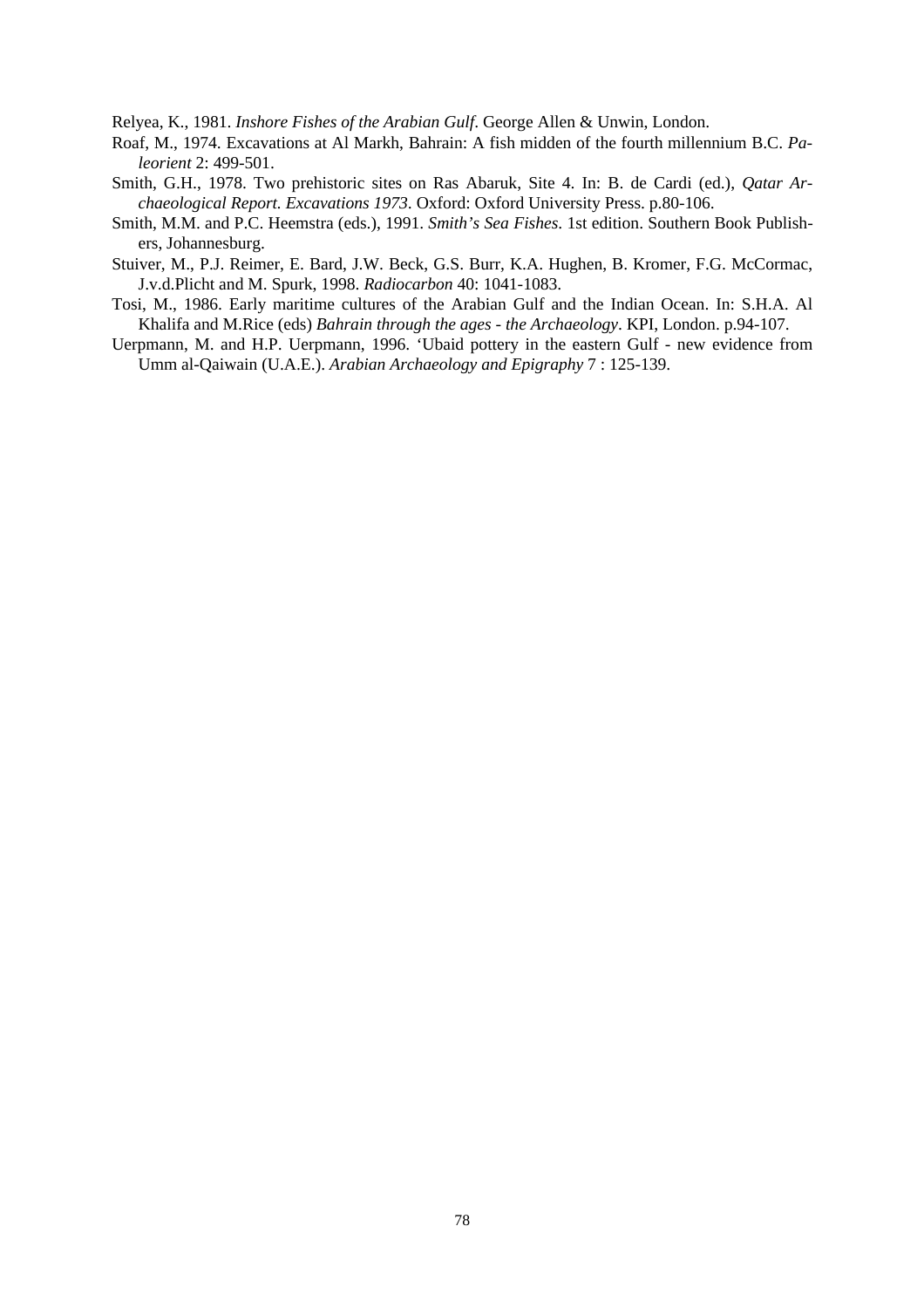Relyea, K., 1981. *Inshore Fishes of the Arabian Gulf*. George Allen & Unwin, London.

Roaf, M., 1974. Excavations at Al Markh, Bahrain: A fish midden of the fourth millennium B.C. *Paleorient* 2: 499-501.

Smith, G.H., 1978. Two prehistoric sites on Ras Abaruk, Site 4. In: B. de Cardi (ed.), *Qatar Archaeological Report. Excavations 1973*. Oxford: Oxford University Press. p.80-106.

Smith, M.M. and P.C. Heemstra (eds.), 1991. *Smith's Sea Fishes*. 1st edition. Southern Book Publishers, Johannesburg.

Stuiver, M., P.J. Reimer, E. Bard, J.W. Beck, G.S. Burr, K.A. Hughen, B. Kromer, F.G. McCormac, J.v.d.Plicht and M. Spurk, 1998. *Radiocarbon* 40: 1041-1083.

Tosi, M., 1986. Early maritime cultures of the Arabian Gulf and the Indian Ocean. In: S.H.A. Al Khalifa and M.Rice (eds) *Bahrain through the ages - the Archaeology*. KPI, London. p.94-107.

Uerpmann, M. and H.P. Uerpmann, 1996. 'Ubaid pottery in the eastern Gulf - new evidence from Umm al-Qaiwain (U.A.E.). *Arabian Archaeology and Epigraphy* 7 : 125-139.